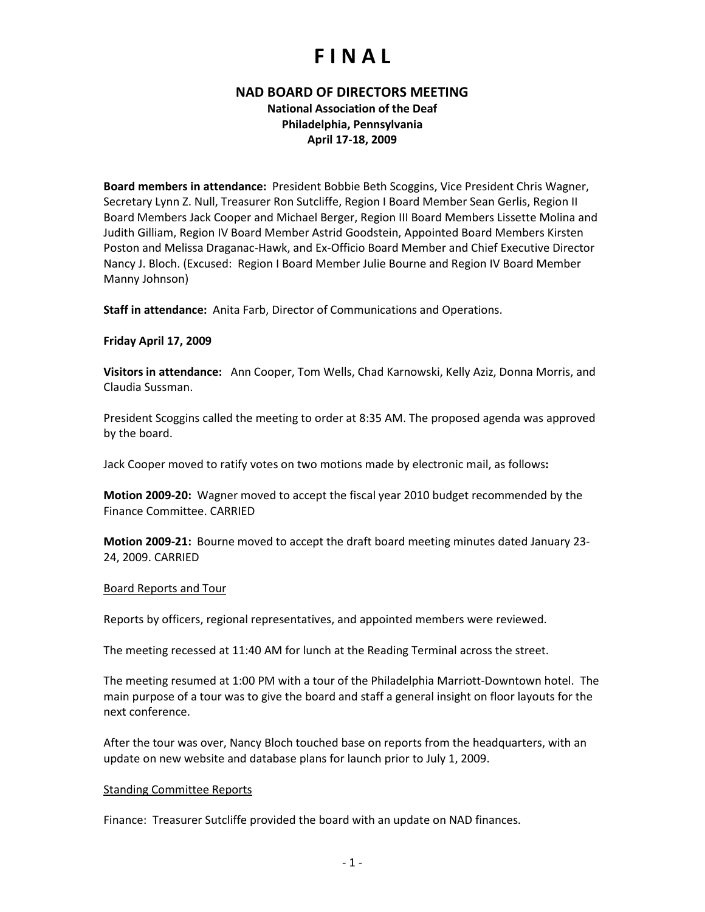# F I N A L

## NAD BOARD OF DIRECTORS MEETING

**National Association of the Deaf**
**Philadelphia, Pennsylvania**
**April 17-18, 2009**

**Board members in attendance:** President Bobbie Beth Scoggins, Vice President Chris Wagner, Secretary Lynn Z. Null, Treasurer Ron Sutcliffe, Region I Board Member Sean Gerlis, Region II Board Members Jack Cooper and Michael Berger, Region III Board Members Lissette Molina and Judith Gilliam, Region IV Board Member Astrid Goodstein, Appointed Board Members Kirsten Poston and Melissa Draganac-Hawk, and Ex-Officio Board Member and Chief Executive Director Nancy J. Bloch. (Excused: Region I Board Member Julie Bourne and Region IV Board Member Manny Johnson)

**Staff in attendance:** Anita Farb, Director of Communications and Operations.

**Friday April 17, 2009**

**Visitors in attendance:** Ann Cooper, Tom Wells, Chad Karnowski, Kelly Aziz, Donna Morris, and Claudia Sussman.

President Scoggins called the meeting to order at 8:35 AM. The proposed agenda was approved by the board.

Jack Cooper moved to ratify votes on two motions made by electronic mail, as follows**:**

**Motion 2009-20:** Wagner moved to accept the fiscal year 2010 budget recommended by the Finance Committee. CARRIED

**Motion 2009-21:** Bourne moved to accept the draft board meeting minutes dated January 23-24, 2009. CARRIED

<u>Board Reports and Tour</u>

Reports by officers, regional representatives, and appointed members were reviewed.

The meeting recessed at 11:40 AM for lunch at the Reading Terminal across the street.

The meeting resumed at 1:00 PM with a tour of the Philadelphia Marriott-Downtown hotel. The main purpose of a tour was to give the board and staff a general insight on floor layouts for the next conference.

After the tour was over, Nancy Bloch touched base on reports from the headquarters, with an update on new website and database plans for launch prior to July 1, 2009.

<u>Standing Committee Reports</u>

Finance: Treasurer Sutcliffe provided the board with an update on NAD finances.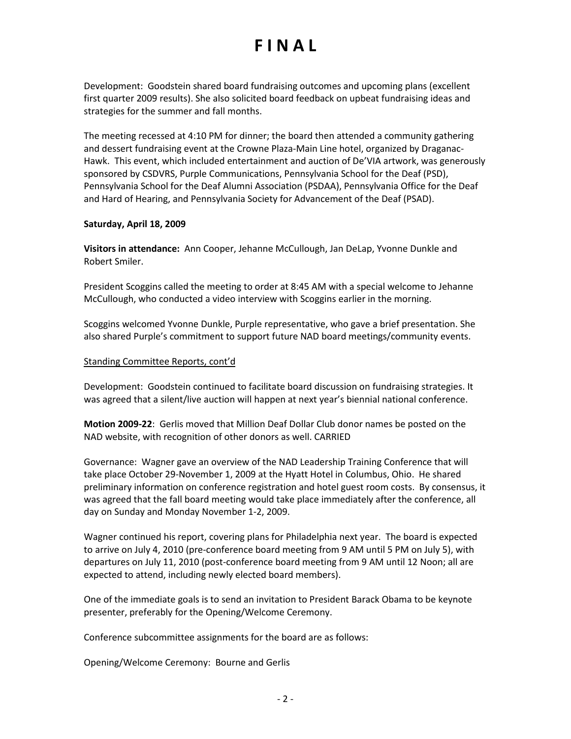# F I N A L

Development: Goodstein shared board fundraising outcomes and upcoming plans (excellent first quarter 2009 results). She also solicited board feedback on upbeat fundraising ideas and strategies for the summer and fall months.

The meeting recessed at 4:10 PM for dinner; the board then attended a community gathering and dessert fundraising event at the Crowne Plaza-Main Line hotel, organized by Draganac-Hawk. This event, which included entertainment and auction of De'VIA artwork, was generously sponsored by CSDVRS, Purple Communications, Pennsylvania School for the Deaf (PSD), Pennsylvania School for the Deaf Alumni Association (PSDAA), Pennsylvania Office for the Deaf and Hard of Hearing, and Pennsylvania Society for Advancement of the Deaf (PSAD).

**Saturday, April 18, 2009**

**Visitors in attendance:** Ann Cooper, Jehanne McCullough, Jan DeLap, Yvonne Dunkle and Robert Smiler.

President Scoggins called the meeting to order at 8:45 AM with a special welcome to Jehanne McCullough, who conducted a video interview with Scoggins earlier in the morning.

Scoggins welcomed Yvonne Dunkle, Purple representative, who gave a brief presentation. She also shared Purple's commitment to support future NAD board meetings/community events.

Standing Committee Reports, cont'd

Development: Goodstein continued to facilitate board discussion on fundraising strategies. It was agreed that a silent/live auction will happen at next year's biennial national conference.

**Motion 2009-22**: Gerlis moved that Million Deaf Dollar Club donor names be posted on the NAD website, with recognition of other donors as well. CARRIED

Governance: Wagner gave an overview of the NAD Leadership Training Conference that will take place October 29-November 1, 2009 at the Hyatt Hotel in Columbus, Ohio. He shared preliminary information on conference registration and hotel guest room costs. By consensus, it was agreed that the fall board meeting would take place immediately after the conference, all day on Sunday and Monday November 1-2, 2009.

Wagner continued his report, covering plans for Philadelphia next year. The board is expected to arrive on July 4, 2010 (pre-conference board meeting from 9 AM until 5 PM on July 5), with departures on July 11, 2010 (post-conference board meeting from 9 AM until 12 Noon; all are expected to attend, including newly elected board members).

One of the immediate goals is to send an invitation to President Barack Obama to be keynote presenter, preferably for the Opening/Welcome Ceremony.

Conference subcommittee assignments for the board are as follows:

Opening/Welcome Ceremony: Bourne and Gerlis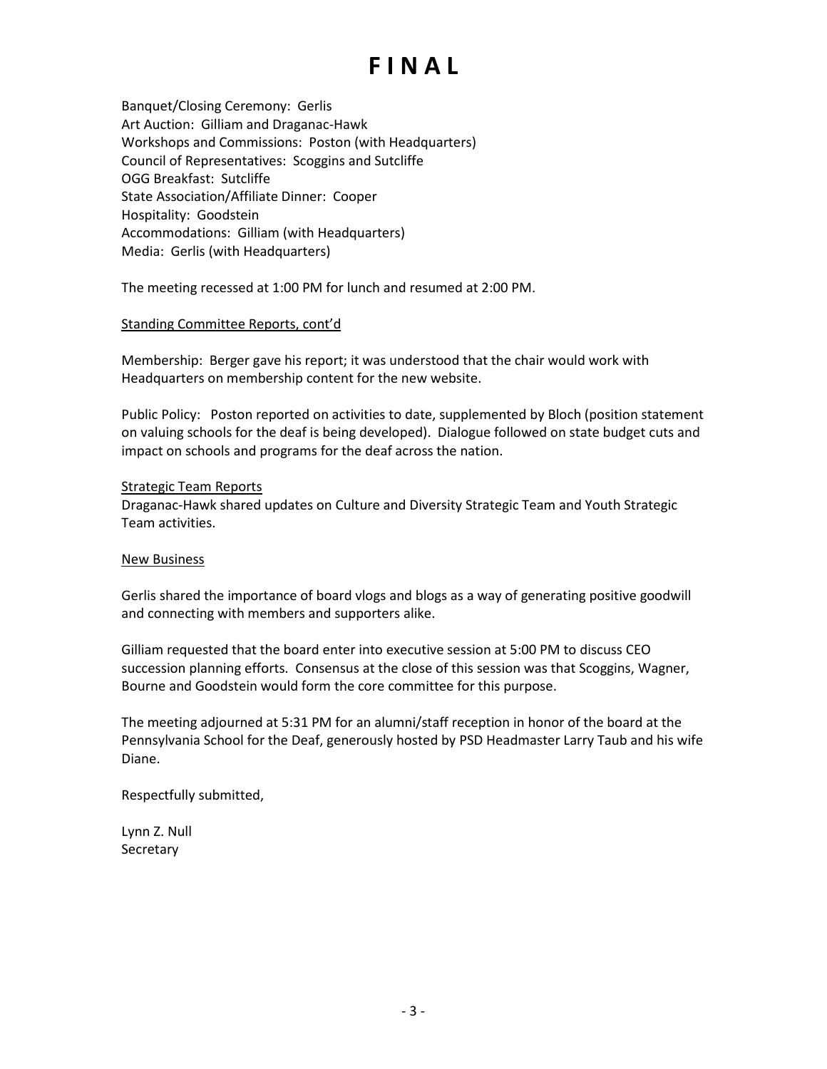# F I N A L

Banquet/Closing Ceremony: Gerlis
Art Auction: Gilliam and Draganac-Hawk
Workshops and Commissions: Poston (with Headquarters)
Council of Representatives: Scoggins and Sutcliffe
OGG Breakfast: Sutcliffe
State Association/Affiliate Dinner: Cooper
Hospitality: Goodstein
Accommodations: Gilliam (with Headquarters)
Media: Gerlis (with Headquarters)

The meeting recessed at 1:00 PM for lunch and resumed at 2:00 PM.

Standing Committee Reports, cont'd

Membership: Berger gave his report; it was understood that the chair would work with Headquarters on membership content for the new website.

Public Policy: Poston reported on activities to date, supplemented by Bloch (position statement on valuing schools for the deaf is being developed). Dialogue followed on state budget cuts and impact on schools and programs for the deaf across the nation.

Strategic Team Reports

Draganac-Hawk shared updates on Culture and Diversity Strategic Team and Youth Strategic Team activities.

New Business

Gerlis shared the importance of board vlogs and blogs as a way of generating positive goodwill and connecting with members and supporters alike.

Gilliam requested that the board enter into executive session at 5:00 PM to discuss CEO succession planning efforts. Consensus at the close of this session was that Scoggins, Wagner, Bourne and Goodstein would form the core committee for this purpose.

The meeting adjourned at 5:31 PM for an alumni/staff reception in honor of the board at the Pennsylvania School for the Deaf, generously hosted by PSD Headmaster Larry Taub and his wife Diane.

Respectfully submitted,

Lynn Z. Null
Secretary